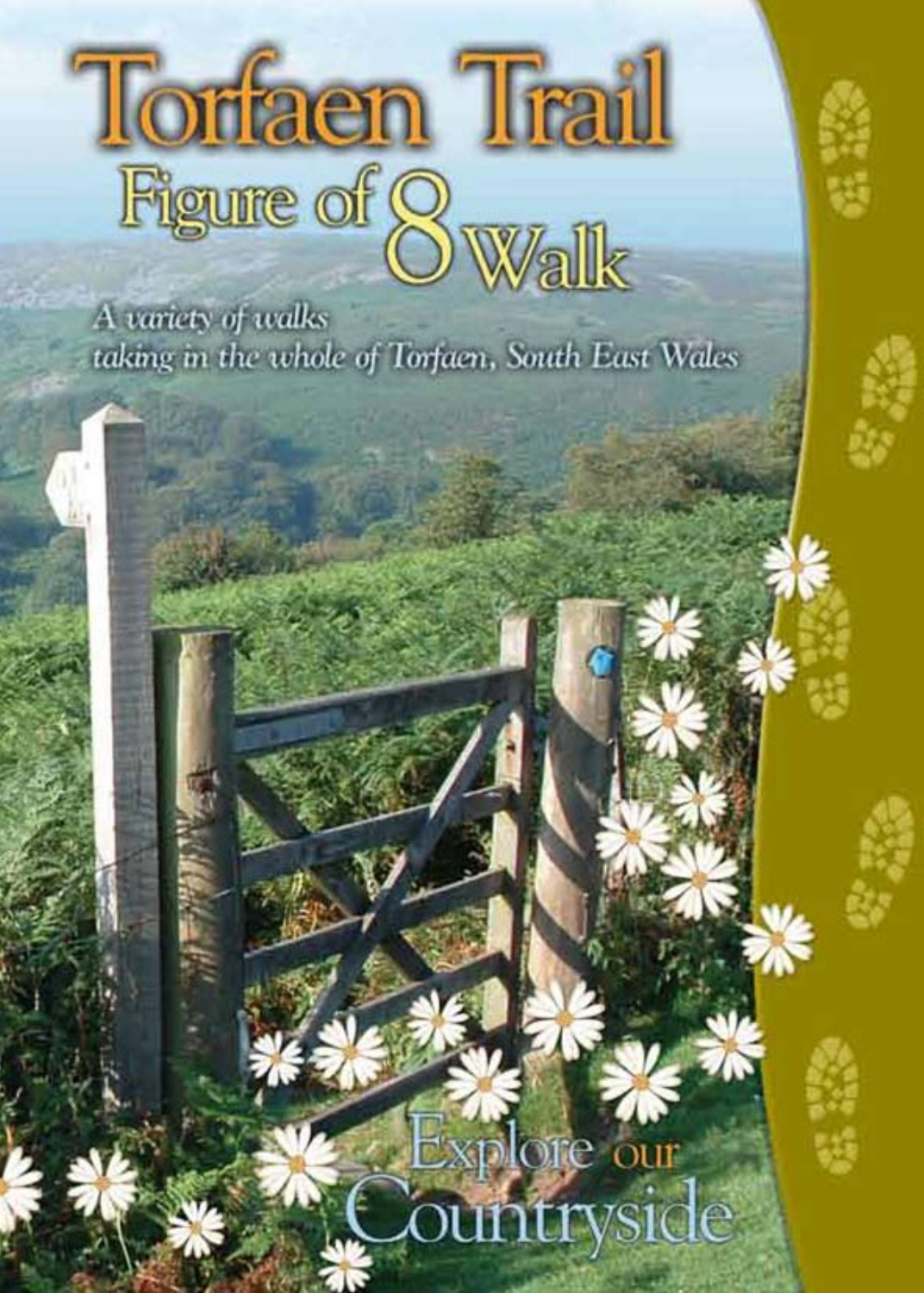# Torfaen Trail

## Figure of 8 Walk

*A variety of walks taking in the whole of Torfaen, South East Wales*

Explore our Countryside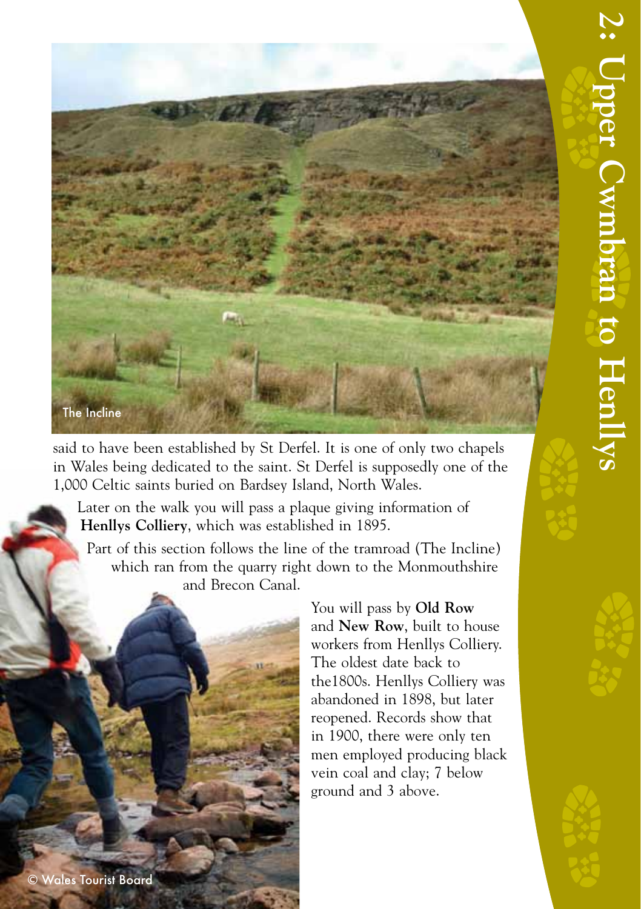The Incline

said to have been established by St Derfel. It is one of only two chapels in Wales being dedicated to the saint. St Derfel is supposedly one of the 1,000 Celtic saints buried on Bardsey Island, North Wales.

Later on the walk you will pass a plaque giving information of **Henllys Colliery**, which was established in 1895.

Part of this section follows the line of the tramroad (The Incline) which ran from the quarry right down to the Monmouthshire and Brecon Canal.

You will pass by **Old Row** and **New Row**, built to house workers from Henllys Colliery. The oldest date back to the1800s. Henllys Colliery was abandoned in 1898, but later reopened. Records show that in 1900, there were only ten men employed producing black vein coal and clay; 7 below ground and 3 above.

© Wales Tourist Board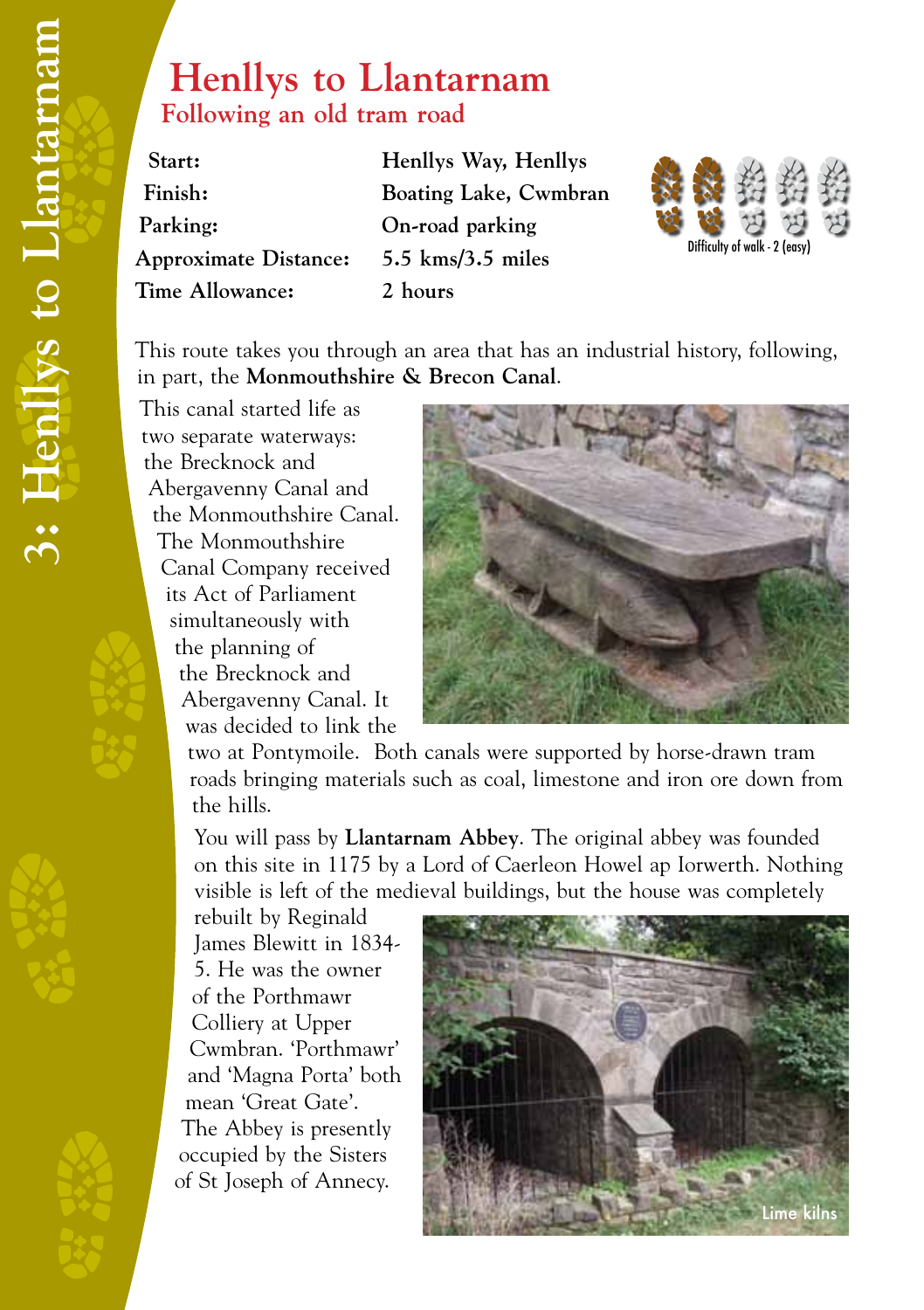# Henllys to Llantarnam

## Following an old tram road

| | |
|---|---|
| **Start:** | **Henllys Way, Henllys** |
| **Finish:** | **Boating Lake, Cwmbran** |
| **Parking:** | **On-road parking** |
| **Approximate Distance:** | **5.5 kms/3.5 miles** |
| **Time Allowance:** | **2 hours** |

Difficulty of walk - 2 (easy)

This route takes you through an area that has an industrial history, following, in part, the **Monmouthshire & Brecon Canal**.

This canal started life as two separate waterways: the Brecknock and Abergavenny Canal and the Monmouthshire Canal. The Monmouthshire Canal Company received its Act of Parliament simultaneously with the planning of the Brecknock and Abergavenny Canal. It was decided to link the two at Pontymoile. Both canals were supported by horse-drawn tram roads bringing materials such as coal, limestone and iron ore down from the hills.

You will pass by **Llantarnam Abbey**. The original abbey was founded on this site in 1175 by a Lord of Caerleon Howel ap Iorwerth. Nothing visible is left of the medieval buildings, but the house was completely rebuilt by Reginald James Blewitt in 1834-5. He was the owner of the Porthmawr Colliery at Upper Cwmbran. 'Porthmawr' and 'Magna Porta' both mean 'Great Gate'. The Abbey is presently occupied by the Sisters of St Joseph of Annecy.

Lime kilns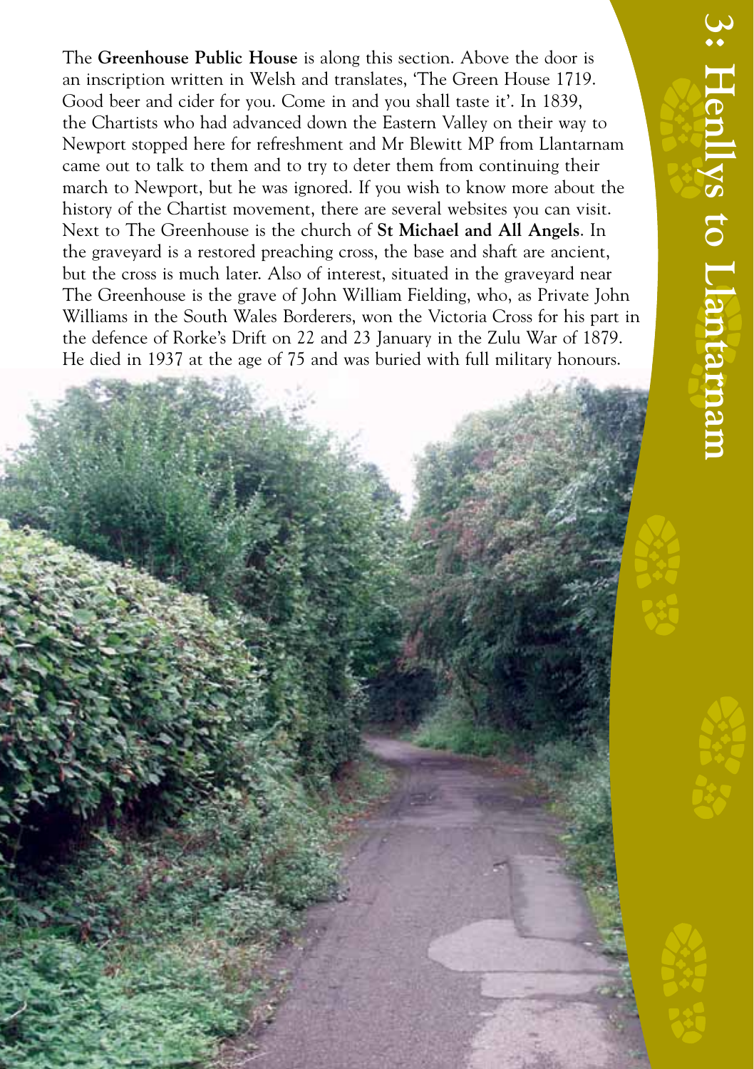The **Greenhouse Public House** is along this section. Above the door is an inscription written in Welsh and translates, 'The Green House 1719. Good beer and cider for you. Come in and you shall taste it'. In 1839, the Chartists who had advanced down the Eastern Valley on their way to Newport stopped here for refreshment and Mr Blewitt MP from Llantarnam came out to talk to them and to try to deter them from continuing their march to Newport, but he was ignored. If you wish to know more about the history of the Chartist movement, there are several websites you can visit. Next to The Greenhouse is the church of **St Michael and All Angels**. In the graveyard is a restored preaching cross, the base and shaft are ancient, but the cross is much later. Also of interest, situated in the graveyard near The Greenhouse is the grave of John William Fielding, who, as Private John Williams in the South Wales Borderers, won the Victoria Cross for his part in the defence of Rorke's Drift on 22 and 23 January in the Zulu War of 1879. He died in 1937 at the age of 75 and was buried with full military honours.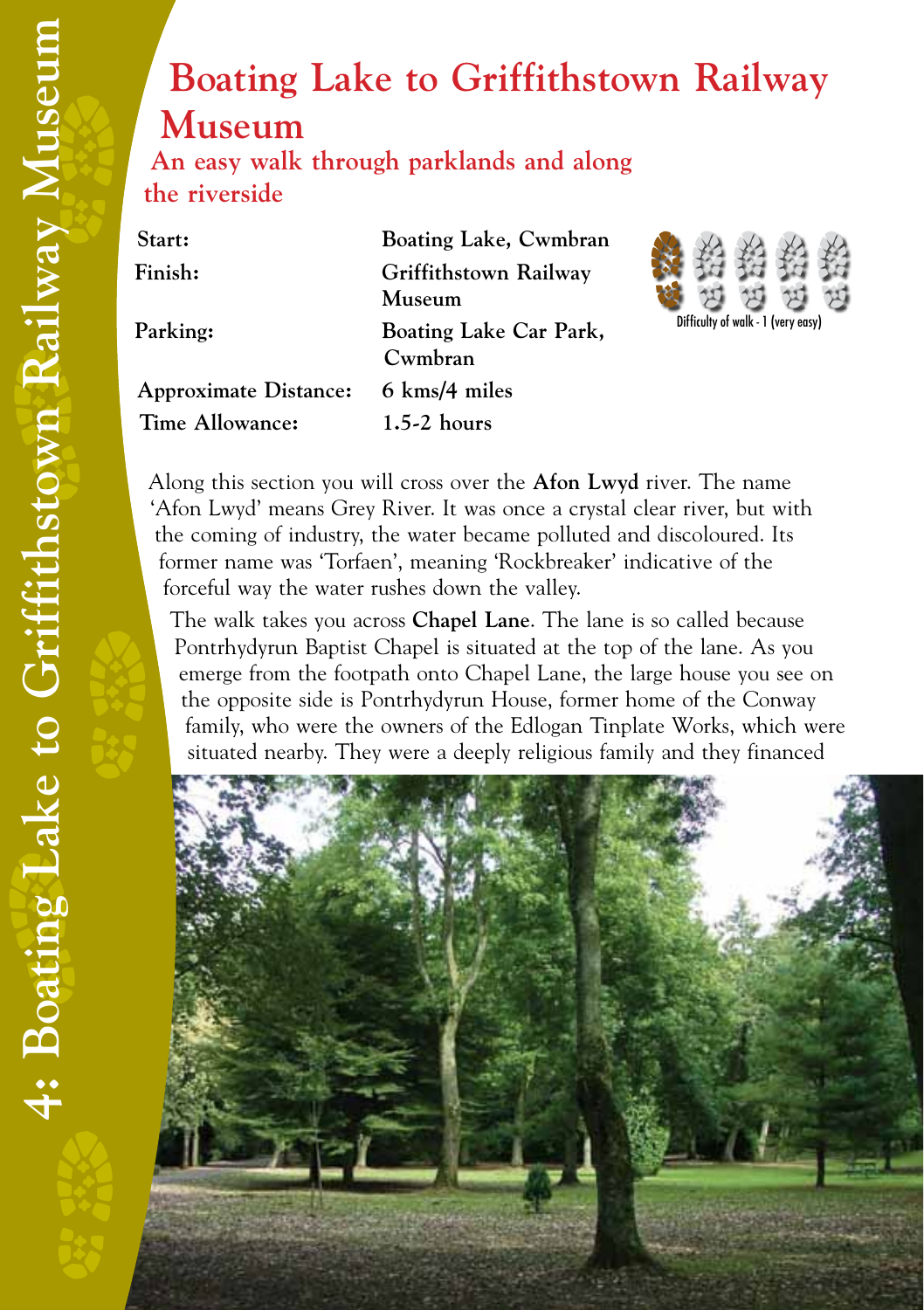# Boating Lake to Griffithstown Railway Museum

## An easy walk through parklands and along the riverside

| | |
|---|---|
| **Start:** | **Boating Lake, Cwmbran** |
| **Finish:** | **Griffithstown Railway Museum** |
| **Parking:** | **Boating Lake Car Park, Cwmbran** |
| **Approximate Distance:** | **6 kms/4 miles** |
| **Time Allowance:** | **1.5-2 hours** |

Difficulty of walk - 1 (very easy)

Along this section you will cross over the **Afon Lwyd** river. The name 'Afon Lwyd' means Grey River. It was once a crystal clear river, but with the coming of industry, the water became polluted and discoloured. Its former name was 'Torfaen', meaning 'Rockbreaker' indicative of the forceful way the water rushes down the valley.

The walk takes you across **Chapel Lane**. The lane is so called because Pontrhydyrun Baptist Chapel is situated at the top of the lane. As you emerge from the footpath onto Chapel Lane, the large house you see on the opposite side is Pontrhydyrun House, former home of the Conway family, who were the owners of the Edlogan Tinplate Works, which were situated nearby. They were a deeply religious family and they financed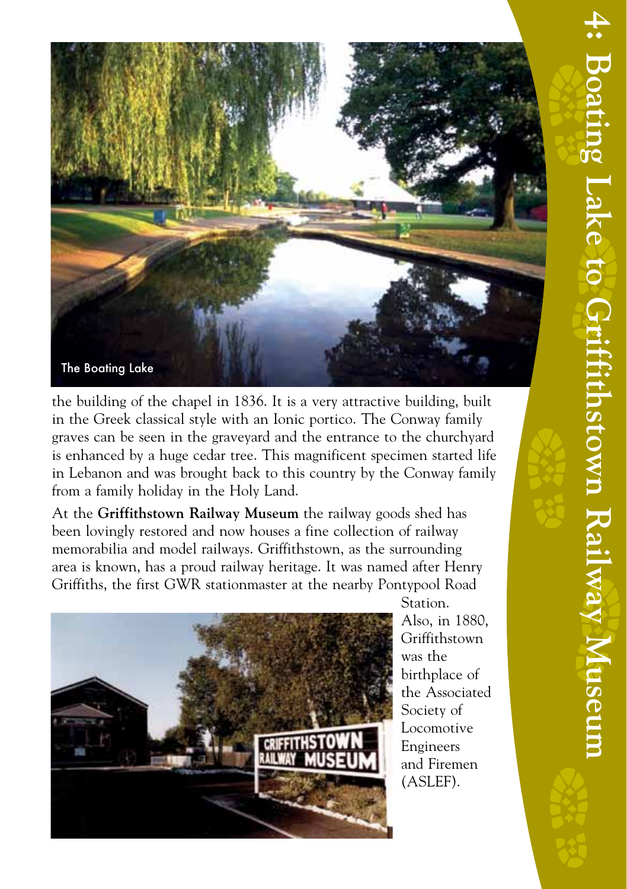The Boating Lake

the building of the chapel in 1836. It is a very attractive building, built in the Greek classical style with an Ionic portico. The Conway family graves can be seen in the graveyard and the entrance to the churchyard is enhanced by a huge cedar tree. This magnificent specimen started life in Lebanon and was brought back to this country by the Conway family from a family holiday in the Holy Land.

At the **Griffithstown Railway Museum** the railway goods shed has been lovingly restored and now houses a fine collection of railway memorabilia and model railways. Griffithstown, as the surrounding area is known, has a proud railway heritage. It was named after Henry Griffiths, the first GWR stationmaster at the nearby Pontypool Road Station. Also, in 1880, Griffithstown was the birthplace of the Associated Society of Locomotive Engineers and Firemen (ASLEF).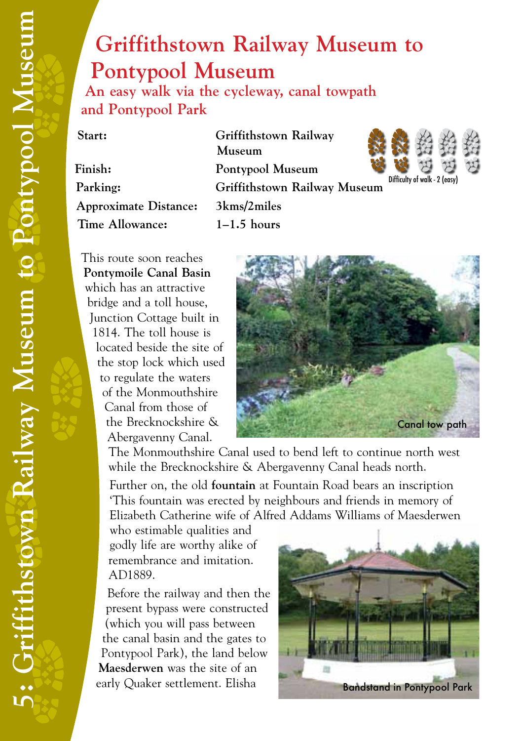# Griffithstown Railway Museum to Pontypool Museum

## An easy walk via the cycleway, canal towpath and Pontypool Park

| | |
|---|---|
| **Start:** | **Griffithstown Railway Museum** |
| **Finish:** | **Pontypool Museum** |
| **Parking:** | **Griffithstown Railway Museum** |
| **Approximate Distance:** | **3kms/2miles** |
| **Time Allowance:** | **1–1.5 hours** |

Difficulty of walk - 2 (easy)

This route soon reaches **Pontymoile Canal Basin** which has an attractive bridge and a toll house, Junction Cottage built in 1814. The toll house is located beside the site of the stop lock which used to regulate the waters of the Monmouthshire Canal from those of the Brecknockshire & Abergavenny Canal.

Canal tow path

The Monmouthshire Canal used to bend left to continue north west while the Brecknockshire & Abergavenny Canal heads north.

Further on, the old **fountain** at Fountain Road bears an inscription 'This fountain was erected by neighbours and friends in memory of Elizabeth Catherine wife of Alfred Addams Williams of Maesderwen who estimable qualities and godly life are worthy alike of remembrance and imitation. AD1889.

Before the railway and then the present bypass were constructed (which you will pass between the canal basin and the gates to Pontypool Park), the land below **Maesderwen** was the site of an early Quaker settlement. Elisha

Bandstand in Pontypool Park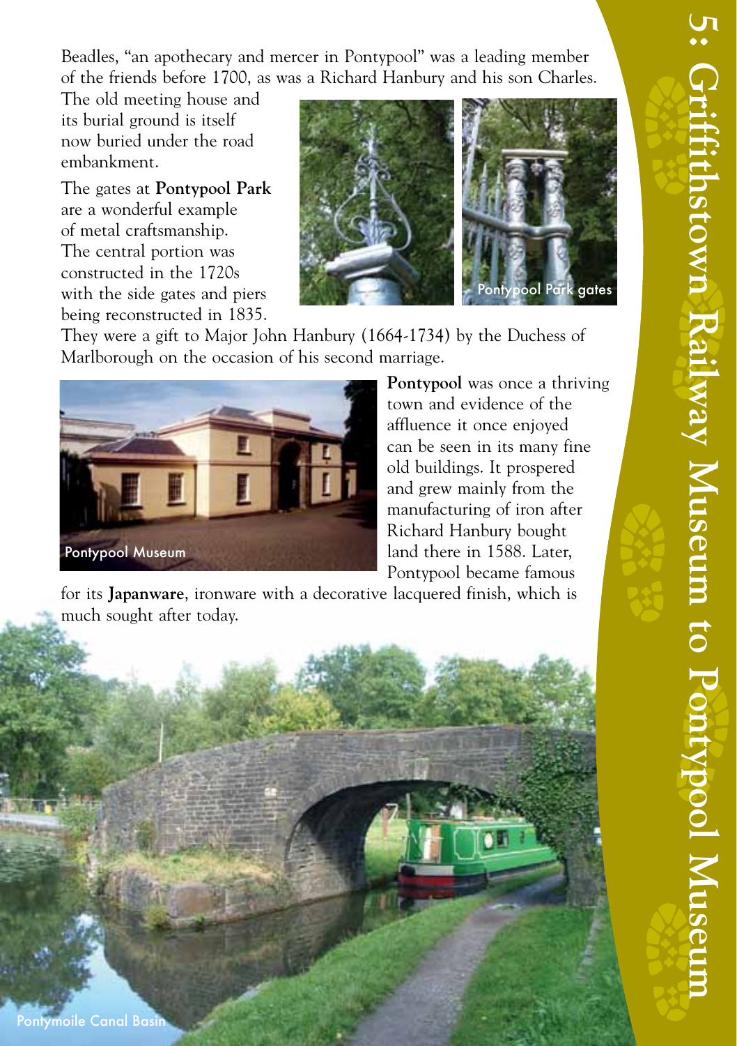Beadles, "an apothecary and mercer in Pontypool" was a leading member of the friends before 1700, as was a Richard Hanbury and his son Charles. The old meeting house and its burial ground is itself now buried under the road embankment.

The gates at **Pontypool Park** are a wonderful example of metal craftsmanship. The central portion was constructed in the 1720s with the side gates and piers being reconstructed in 1835. They were a gift to Major John Hanbury (1664-1734) by the Duchess of Marlborough on the occasion of his second marriage.

Pontypool Park gates

Pontypool Museum

**Pontypool** was once a thriving town and evidence of the affluence it once enjoyed can be seen in its many fine old buildings. It prospered and grew mainly from the manufacturing of iron after Richard Hanbury bought land there in 1588. Later, Pontypool became famous for its **Japanware**, ironware with a decorative lacquered finish, which is much sought after today.

Pontymoile Canal Basin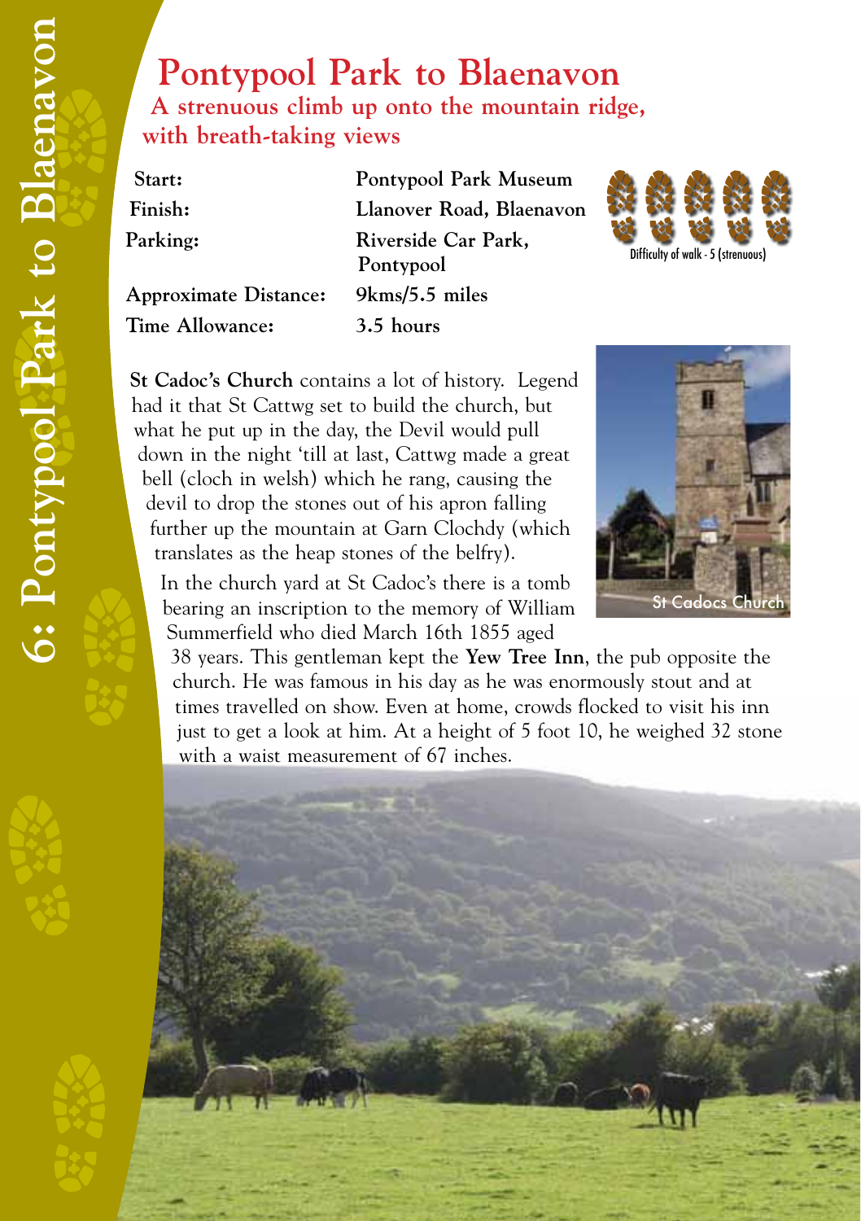# Pontypool Park to Blaenavon

## A strenuous climb up onto the mountain ridge, with breath-taking views

| | |
|---|---|
| **Start:** | **Pontypool Park Museum** |
| **Finish:** | **Llanover Road, Blaenavon** |
| **Parking:** | **Riverside Car Park, Pontypool** |
| **Approximate Distance:** | **9kms/5.5 miles** |
| **Time Allowance:** | **3.5 hours** |

Difficulty of walk - 5 (strenuous)

**St Cadoc's Church** contains a lot of history. Legend had it that St Cattwg set to build the church, but what he put up in the day, the Devil would pull down in the night 'till at last, Cattwg made a great bell (cloch in welsh) which he rang, causing the devil to drop the stones out of his apron falling further up the mountain at Garn Clochdy (which translates as the heap stones of the belfry).

St Cadocs Church

In the church yard at St Cadoc's there is a tomb bearing an inscription to the memory of William Summerfield who died March 16th 1855 aged 38 years. This gentleman kept the **Yew Tree Inn**, the pub opposite the church. He was famous in his day as he was enormously stout and at times travelled on show. Even at home, crowds flocked to visit his inn just to get a look at him. At a height of 5 foot 10, he weighed 32 stone with a waist measurement of 67 inches.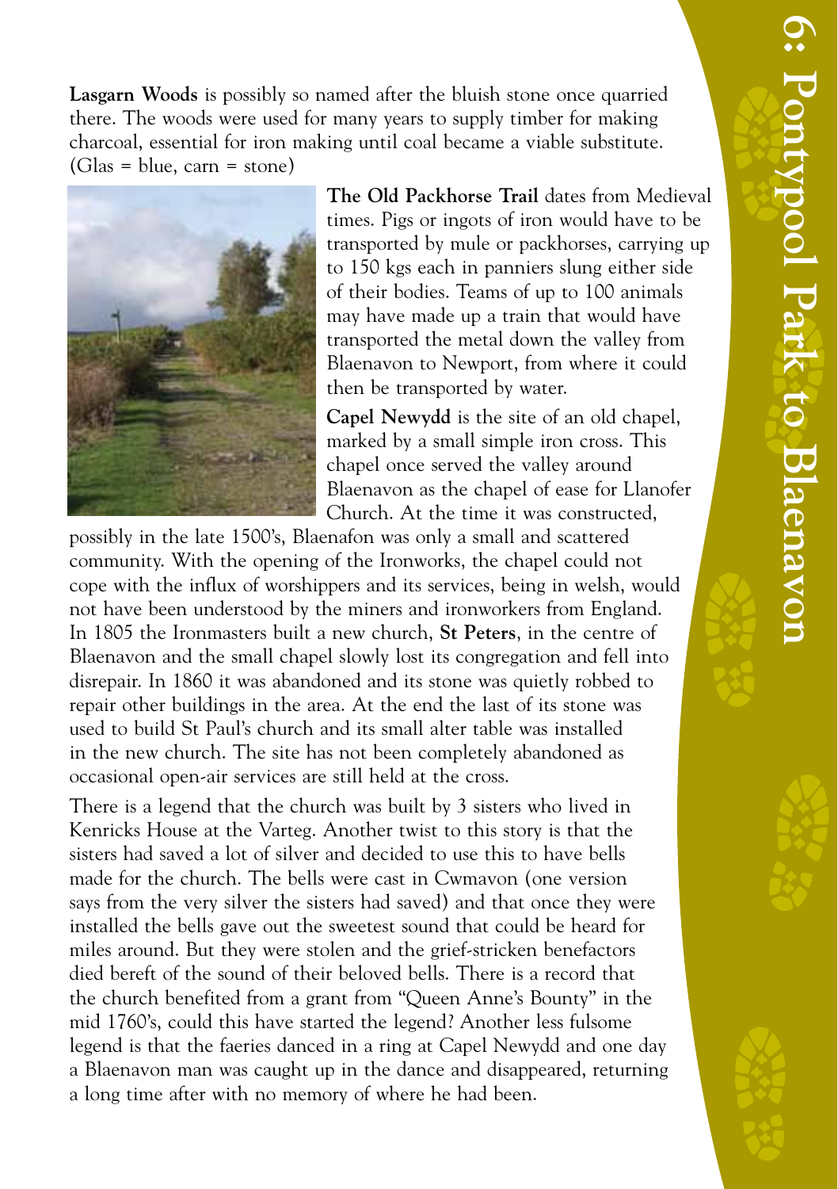**Lasgarn Woods** is possibly so named after the bluish stone once quarried there. The woods were used for many years to supply timber for making charcoal, essential for iron making until coal became a viable substitute. (Glas = blue, carn = stone)

**The Old Packhorse Trail** dates from Medieval times. Pigs or ingots of iron would have to be transported by mule or packhorses, carrying up to 150 kgs each in panniers slung either side of their bodies. Teams of up to 100 animals may have made up a train that would have transported the metal down the valley from Blaenavon to Newport, from where it could then be transported by water.

**Capel Newydd** is the site of an old chapel, marked by a small simple iron cross. This chapel once served the valley around Blaenavon as the chapel of ease for Llanofer Church. At the time it was constructed, possibly in the late 1500's, Blaenafon was only a small and scattered community. With the opening of the Ironworks, the chapel could not cope with the influx of worshippers and its services, being in welsh, would not have been understood by the miners and ironworkers from England. In 1805 the Ironmasters built a new church, **St Peters**, in the centre of Blaenavon and the small chapel slowly lost its congregation and fell into disrepair. In 1860 it was abandoned and its stone was quietly robbed to repair other buildings in the area. At the end the last of its stone was used to build St Paul's church and its small alter table was installed in the new church. The site has not been completely abandoned as occasional open-air services are still held at the cross.

There is a legend that the church was built by 3 sisters who lived in Kenricks House at the Varteg. Another twist to this story is that the sisters had saved a lot of silver and decided to use this to have bells made for the church. The bells were cast in Cwmavon (one version says from the very silver the sisters had saved) and that once they were installed the bells gave out the sweetest sound that could be heard for miles around. But they were stolen and the grief-stricken benefactors died bereft of the sound of their beloved bells. There is a record that the church benefited from a grant from "Queen Anne's Bounty" in the mid 1760's, could this have started the legend? Another less fulsome legend is that the faeries danced in a ring at Capel Newydd and one day a Blaenavon man was caught up in the dance and disappeared, returning a long time after with no memory of where he had been.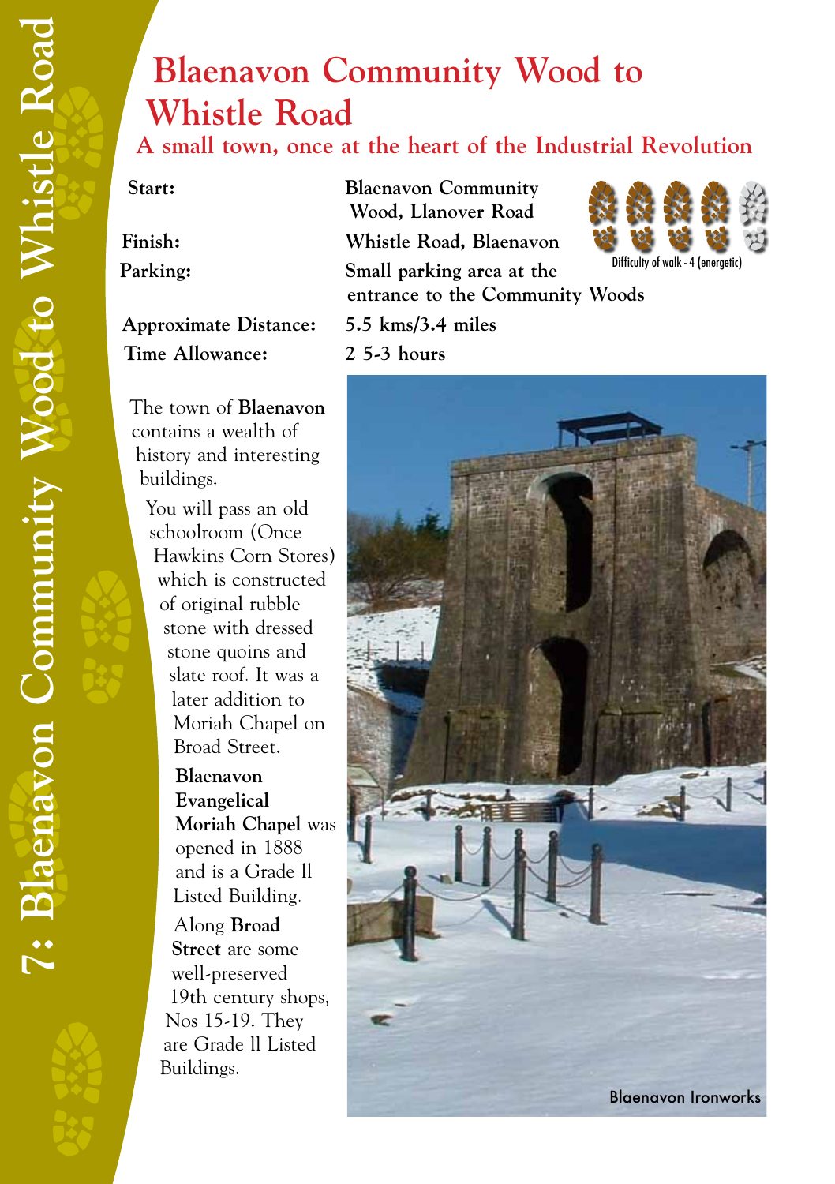# Blaenavon Community Wood to Whistle Road

## A small town, once at the heart of the Industrial Revolution

**Start:** Blaenavon Community Wood, Llanover Road

**Finish:** Whistle Road, Blaenavon

**Parking:** Small parking area at the entrance to the Community Woods

**Approximate Distance:** 5.5 kms/3.4 miles

**Time Allowance:** 2 5-3 hours

Difficulty of walk - 4 (energetic)

The town of **Blaenavon** contains a wealth of history and interesting buildings.

You will pass an old schoolroom (Once Hawkins Corn Stores) which is constructed of original rubble stone with dressed stone quoins and slate roof. It was a later addition to Moriah Chapel on Broad Street.

**Blaenavon Evangelical Moriah Chapel** was opened in 1888 and is a Grade ll Listed Building.

Along **Broad Street** are some well-preserved 19th century shops, Nos 15-19. They are Grade ll Listed Buildings.

Blaenavon Ironworks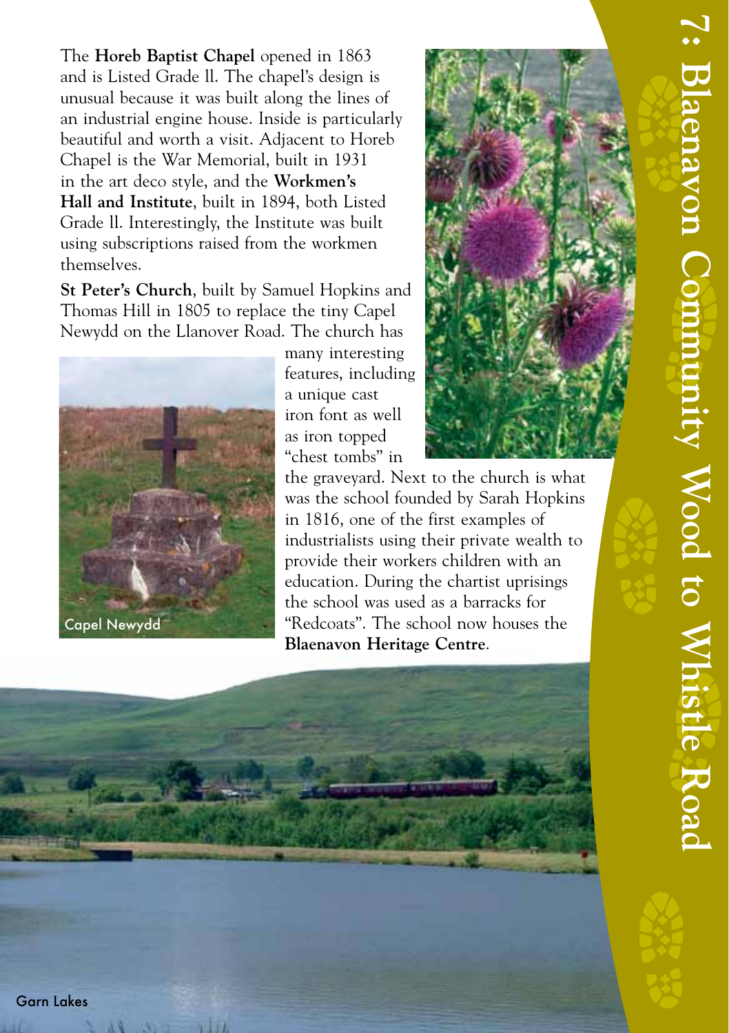The **Horeb Baptist Chapel** opened in 1863 and is Listed Grade ll. The chapel's design is unusual because it was built along the lines of an industrial engine house. Inside is particularly beautiful and worth a visit. Adjacent to Horeb Chapel is the War Memorial, built in 1931 in the art deco style, and the **Workmen's Hall and Institute**, built in 1894, both Listed Grade ll. Interestingly, the Institute was built using subscriptions raised from the workmen themselves.

**St Peter's Church**, built by Samuel Hopkins and Thomas Hill in 1805 to replace the tiny Capel Newydd on the Llanover Road. The church has many interesting features, including a unique cast iron font as well as iron topped "chest tombs" in the graveyard. Next to the church is what was the school founded by Sarah Hopkins in 1816, one of the first examples of industrialists using their private wealth to provide their workers children with an education. During the chartist uprisings the school was used as a barracks for "Redcoats". The school now houses the **Blaenavon Heritage Centre**.

Capel Newydd

Garn Lakes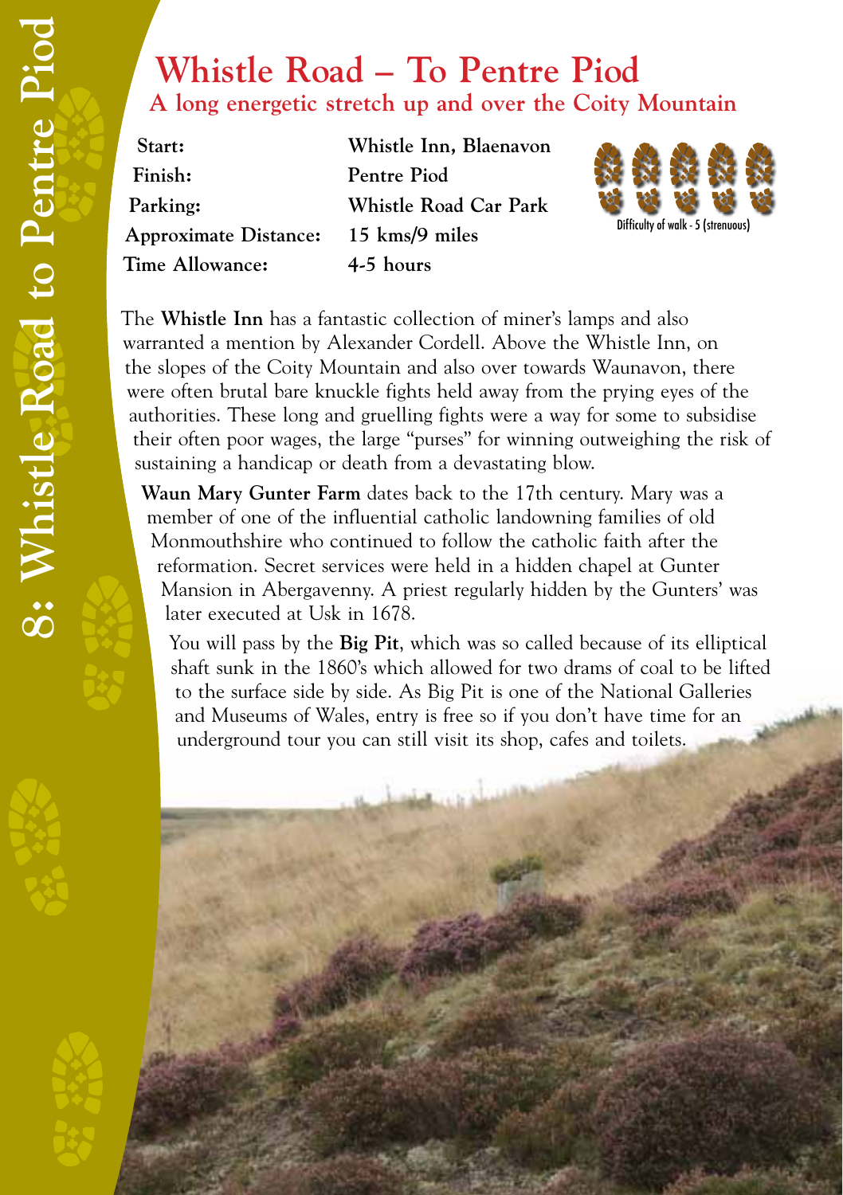# Whistle Road – To Pentre Piod

## A long energetic stretch up and over the Coity Mountain

| | |
|---|---|
| **Start:** | **Whistle Inn, Blaenavon** |
| **Finish:** | **Pentre Piod** |
| **Parking:** | **Whistle Road Car Park** |
| **Approximate Distance:** | **15 kms/9 miles** |
| **Time Allowance:** | **4-5 hours** |

Difficulty of walk - 5 (strenuous)

The **Whistle Inn** has a fantastic collection of miner's lamps and also warranted a mention by Alexander Cordell. Above the Whistle Inn, on the slopes of the Coity Mountain and also over towards Waunavon, there were often brutal bare knuckle fights held away from the prying eyes of the authorities. These long and gruelling fights were a way for some to subsidise their often poor wages, the large "purses" for winning outweighing the risk of sustaining a handicap or death from a devastating blow.

**Waun Mary Gunter Farm** dates back to the 17th century. Mary was a member of one of the influential catholic landowning families of old Monmouthshire who continued to follow the catholic faith after the reformation. Secret services were held in a hidden chapel at Gunter Mansion in Abergavenny. A priest regularly hidden by the Gunters' was later executed at Usk in 1678.

You will pass by the **Big Pit**, which was so called because of its elliptical shaft sunk in the 1860's which allowed for two drams of coal to be lifted to the surface side by side. As Big Pit is one of the National Galleries and Museums of Wales, entry is free so if you don't have time for an underground tour you can still visit its shop, cafes and toilets.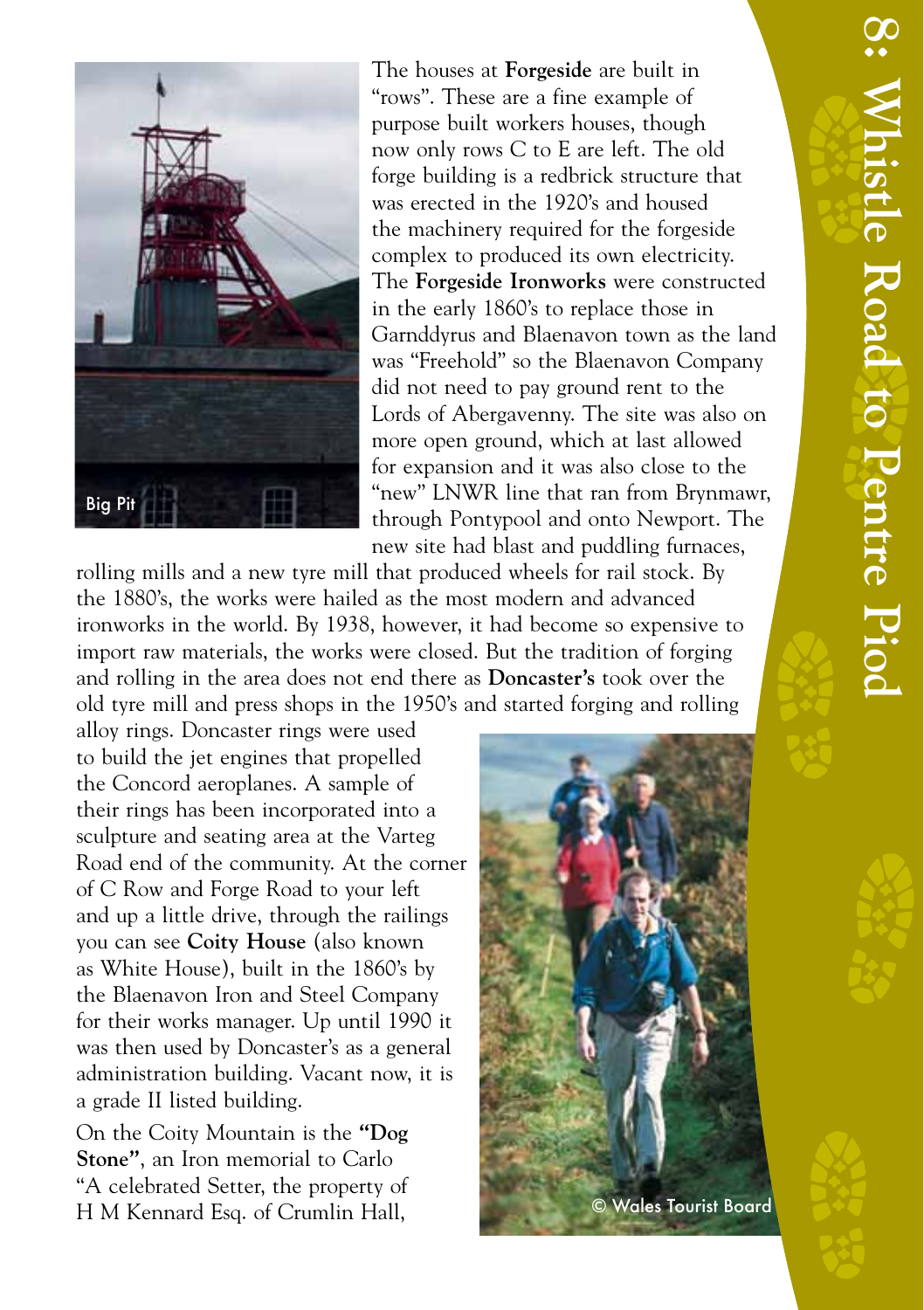The houses at **Forgeside** are built in "rows". These are a fine example of purpose built workers houses, though now only rows C to E are left. The old forge building is a redbrick structure that was erected in the 1920's and housed the machinery required for the forgeside complex to produced its own electricity. The **Forgeside Ironworks** were constructed in the early 1860's to replace those in Garnddyrus and Blaenavon town as the land was "Freehold" so the Blaenavon Company did not need to pay ground rent to the Lords of Abergavenny. The site was also on more open ground, which at last allowed for expansion and it was also close to the "new" LNWR line that ran from Brynmawr, through Pontypool and onto Newport. The new site had blast and puddling furnaces, rolling mills and a new tyre mill that produced wheels for rail stock. By the 1880's, the works were hailed as the most modern and advanced ironworks in the world. By 1938, however, it had become so expensive to import raw materials, the works were closed. But the tradition of forging and rolling in the area does not end there as **Doncaster's** took over the old tyre mill and press shops in the 1950's and started forging and rolling alloy rings. Doncaster rings were used to build the jet engines that propelled the Concord aeroplanes. A sample of their rings has been incorporated into a sculpture and seating area at the Varteg Road end of the community. At the corner of C Row and Forge Road to your left and up a little drive, through the railings you can see **Coity House** (also known as White House), built in the 1860's by the Blaenavon Iron and Steel Company for their works manager. Up until 1990 it was then used by Doncaster's as a general administration building. Vacant now, it is a grade II listed building.

On the Coity Mountain is the **"Dog Stone"**, an Iron memorial to Carlo "A celebrated Setter, the property of H M Kennard Esq. of Crumlin Hall,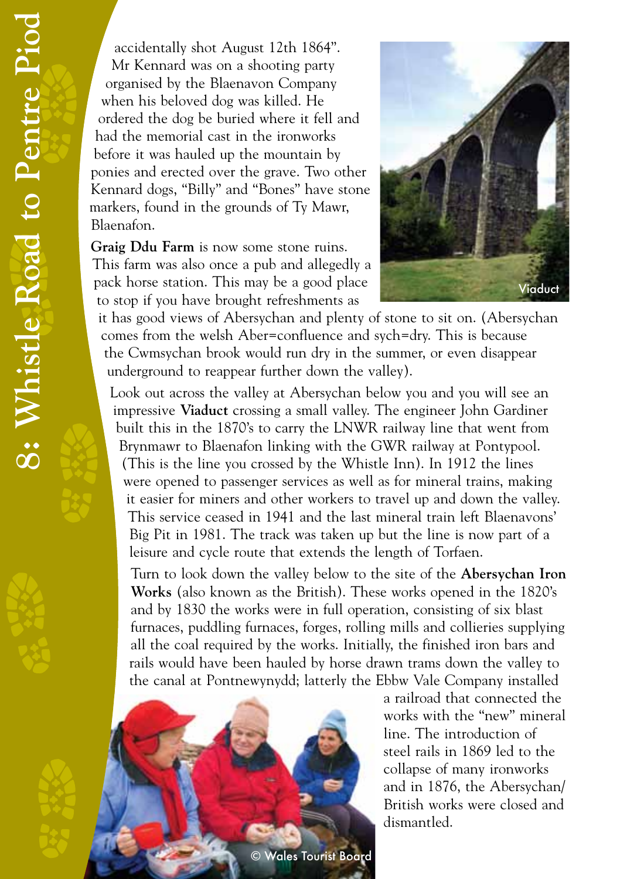accidentally shot August 12th 1864". Mr Kennard was on a shooting party organised by the Blaenavon Company when his beloved dog was killed. He ordered the dog be buried where it fell and had the memorial cast in the ironworks before it was hauled up the mountain by ponies and erected over the grave. Two other Kennard dogs, "Billy" and "Bones" have stone markers, found in the grounds of Ty Mawr, Blaenafon.

**Graig Ddu Farm** is now some stone ruins. This farm was also once a pub and allegedly a pack horse station. This may be a good place to stop if you have brought refreshments as it has good views of Abersychan and plenty of stone to sit on. (Abersychan comes from the welsh Aber=confluence and sych=dry. This is because the Cwmsychan brook would run dry in the summer, or even disappear underground to reappear further down the valley).

Viaduct

Look out across the valley at Abersychan below you and you will see an impressive **Viaduct** crossing a small valley. The engineer John Gardiner built this in the 1870's to carry the LNWR railway line that went from Brynmawr to Blaenafon linking with the GWR railway at Pontypool. (This is the line you crossed by the Whistle Inn). In 1912 the lines were opened to passenger services as well as for mineral trains, making it easier for miners and other workers to travel up and down the valley. This service ceased in 1941 and the last mineral train left Blaenavons' Big Pit in 1981. The track was taken up but the line is now part of a leisure and cycle route that extends the length of Torfaen.

Turn to look down the valley below to the site of the **Abersychan Iron Works** (also known as the British). These works opened in the 1820's and by 1830 the works were in full operation, consisting of six blast furnaces, puddling furnaces, forges, rolling mills and collieries supplying all the coal required by the works. Initially, the finished iron bars and rails would have been hauled by horse drawn trams down the valley to the canal at Pontnewynydd; latterly the Ebbw Vale Company installed a railroad that connected the works with the "new" mineral line. The introduction of steel rails in 1869 led to the collapse of many ironworks and in 1876, the Abersychan/ British works were closed and dismantled.

© Wales Tourist Board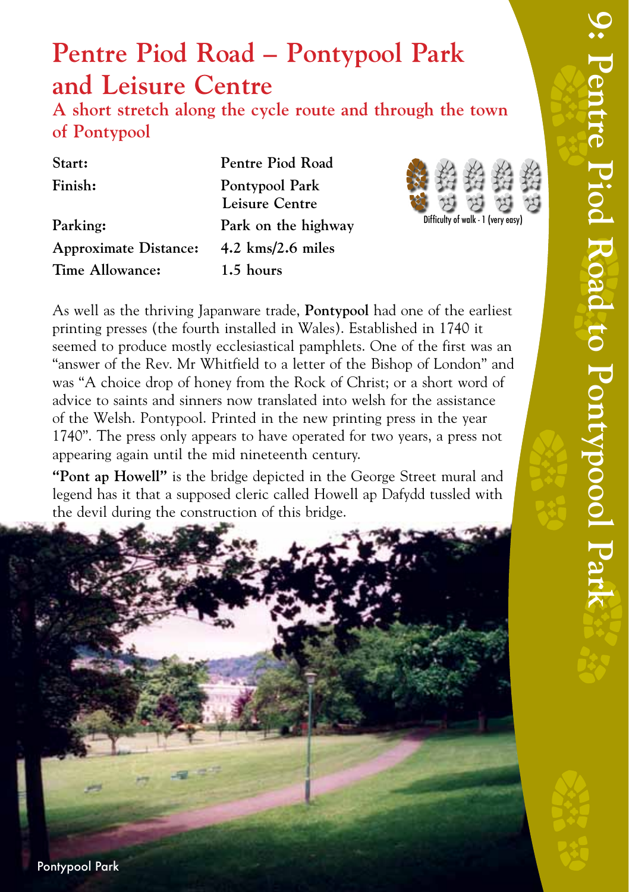# Pentre Piod Road – Pontypool Park and Leisure Centre

## A short stretch along the cycle route and through the town of Pontypool

| | |
|---|---|
| **Start:** | **Pentre Piod Road** |
| **Finish:** | **Pontypool Park Leisure Centre** |
| **Parking:** | **Park on the highway** |
| **Approximate Distance:** | **4.2 kms/2.6 miles** |
| **Time Allowance:** | **1.5 hours** |

Difficulty of walk - 1 (very easy)

As well as the thriving Japanware trade, **Pontypool** had one of the earliest printing presses (the fourth installed in Wales). Established in 1740 it seemed to produce mostly ecclesiastical pamphlets. One of the first was an "answer of the Rev. Mr Whitfield to a letter of the Bishop of London" and was "A choice drop of honey from the Rock of Christ; or a short word of advice to saints and sinners now translated into welsh for the assistance of the Welsh. Pontypool. Printed in the new printing press in the year 1740". The press only appears to have operated for two years, a press not appearing again until the mid nineteenth century.

**"Pont ap Howell"** is the bridge depicted in the George Street mural and legend has it that a supposed cleric called Howell ap Dafydd tussled with the devil during the construction of this bridge.

Pontypool Park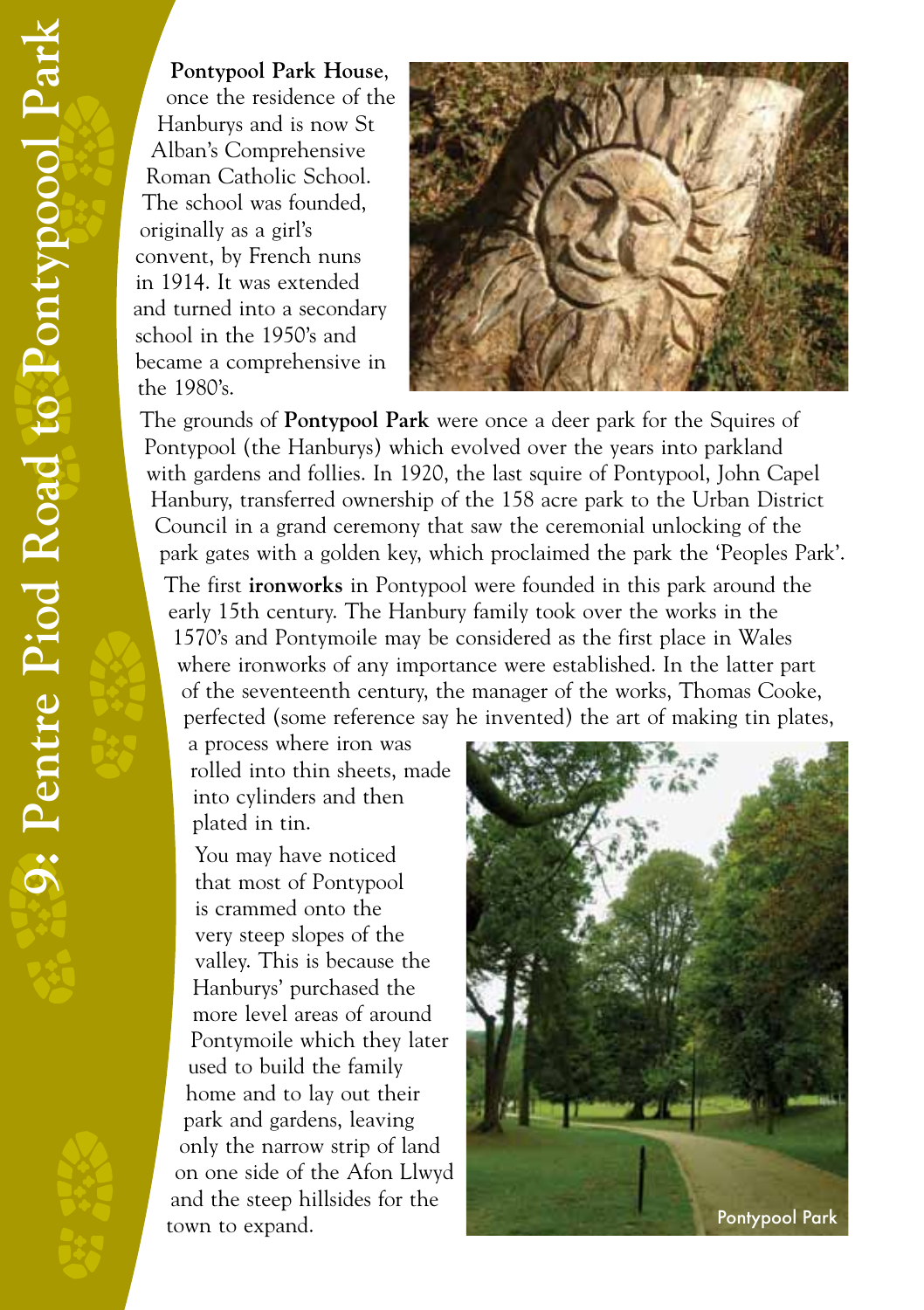# 9: Pentre Piod Road to Pontypoool Park

**Pontypool Park House**, once the residence of the Hanburys and is now St Alban's Comprehensive Roman Catholic School. The school was founded, originally as a girl's convent, by French nuns in 1914. It was extended and turned into a secondary school in the 1950's and became a comprehensive in the 1980's.

The grounds of **Pontypool Park** were once a deer park for the Squires of Pontypool (the Hanburys) which evolved over the years into parkland with gardens and follies. In 1920, the last squire of Pontypool, John Capel Hanbury, transferred ownership of the 158 acre park to the Urban District Council in a grand ceremony that saw the ceremonial unlocking of the park gates with a golden key, which proclaimed the park the 'Peoples Park'.

The first **ironworks** in Pontypool were founded in this park around the early 15th century. The Hanbury family took over the works in the 1570's and Pontymoile may be considered as the first place in Wales where ironworks of any importance were established. In the latter part of the seventeenth century, the manager of the works, Thomas Cooke, perfected (some reference say he invented) the art of making tin plates, a process where iron was rolled into thin sheets, made into cylinders and then plated in tin.

You may have noticed that most of Pontypool is crammed onto the very steep slopes of the valley. This is because the Hanburys' purchased the more level areas of around Pontymoile which they later used to build the family home and to lay out their park and gardens, leaving only the narrow strip of land on one side of the Afon Llwyd and the steep hillsides for the town to expand.

Pontypool Park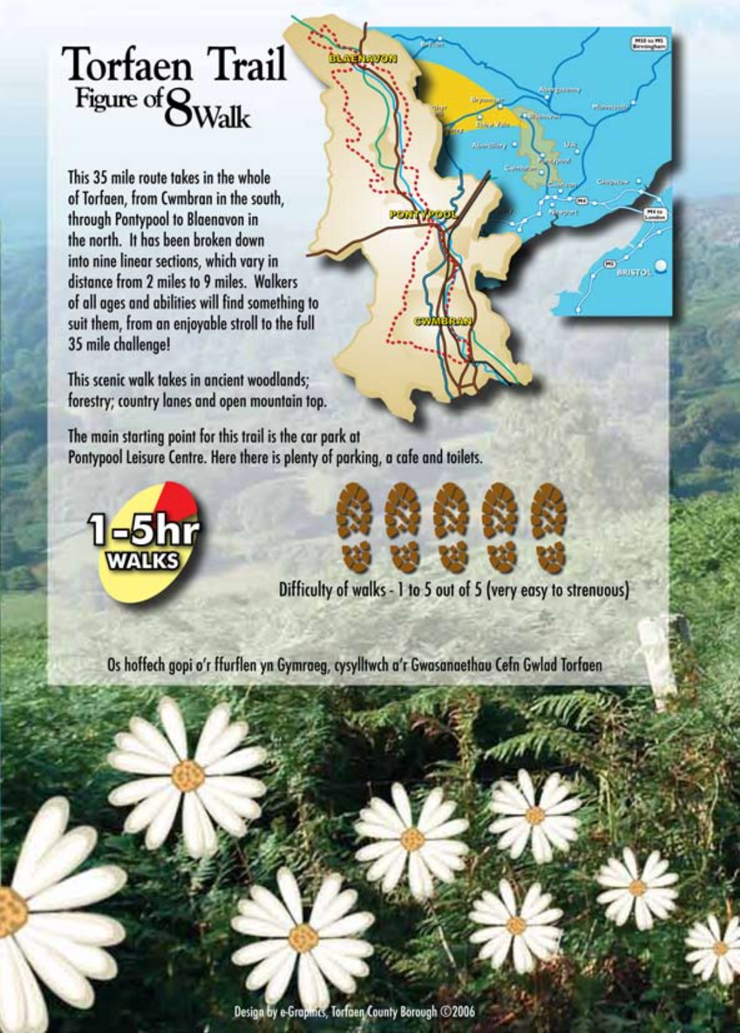# Torfaen Trail
## Figure of 8 Walk

This 35 mile route takes in the whole of Torfaen, from Cwmbran in the south, through Pontypool to Blaenavon in the north. It has been broken down into nine linear sections, which vary in distance from 2 miles to 9 miles. Walkers of all ages and abilities will find something to suit them, from an enjoyable stroll to the full 35 mile challenge!

This scenic walk takes in ancient woodlands; forestry; country lanes and open mountain top.

The main starting point for this trail is the car park at Pontypool Leisure Centre. Here there is plenty of parking, a cafe and toilets.

1-5hr WALKS

Difficulty of walks - 1 to 5 out of 5 (very easy to strenuous)

Os hoffech gopi o'r ffurflen yn Gymraeg, cysylltwch a'r Gwasanaethau Cefn Gwlad Torfaen

Design by e-Graphics, Torfaen County Borough ©2006